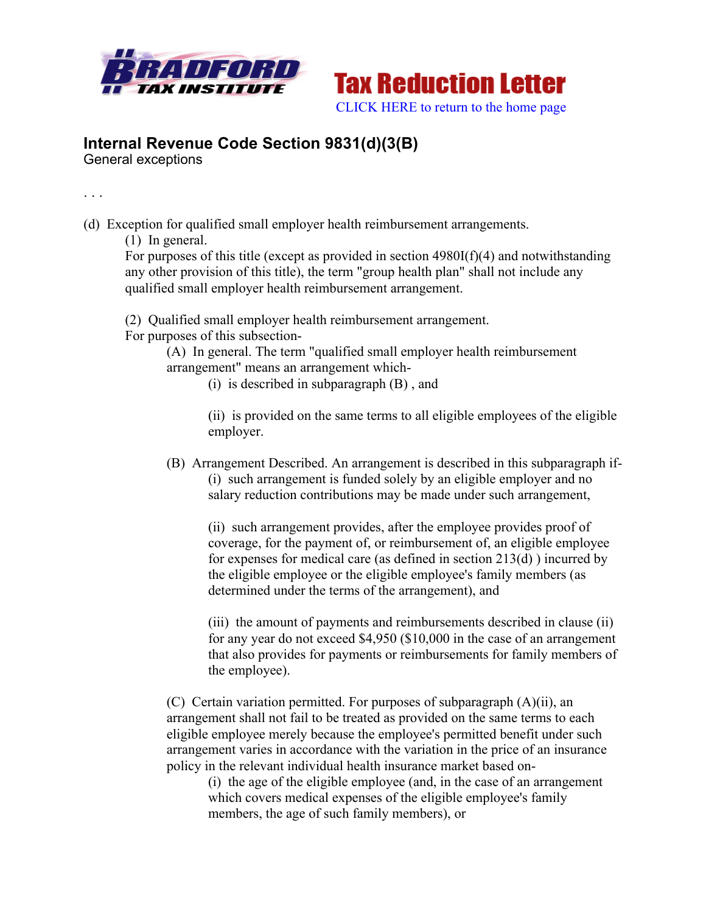Tax Reduction Letter

CLICK HERE to return to the home page

## Internal Revenue Code Section 9831(d)(3(B)

General exceptions

. . .

(d) Exception for qualified small employer health reimbursement arrangements.

(1) In general.

For purposes of this title (except as provided in section 4980I(f)(4) and notwithstanding any other provision of this title), the term "group health plan" shall not include any qualified small employer health reimbursement arrangement.

(2) Qualified small employer health reimbursement arrangement.

For purposes of this subsection-

(A) In general. The term "qualified small employer health reimbursement arrangement" means an arrangement which-

(i) is described in subparagraph (B) , and

(ii) is provided on the same terms to all eligible employees of the eligible employer.

(B) Arrangement Described. An arrangement is described in this subparagraph if-

(i) such arrangement is funded solely by an eligible employer and no salary reduction contributions may be made under such arrangement,

(ii) such arrangement provides, after the employee provides proof of coverage, for the payment of, or reimbursement of, an eligible employee for expenses for medical care (as defined in section 213(d) ) incurred by the eligible employee or the eligible employee's family members (as determined under the terms of the arrangement), and

(iii) the amount of payments and reimbursements described in clause (ii) for any year do not exceed $4,950 ($10,000 in the case of an arrangement that also provides for payments or reimbursements for family members of the employee).

(C) Certain variation permitted. For purposes of subparagraph (A)(ii), an arrangement shall not fail to be treated as provided on the same terms to each eligible employee merely because the employee's permitted benefit under such arrangement varies in accordance with the variation in the price of an insurance policy in the relevant individual health insurance market based on-

(i) the age of the eligible employee (and, in the case of an arrangement which covers medical expenses of the eligible employee's family members, the age of such family members), or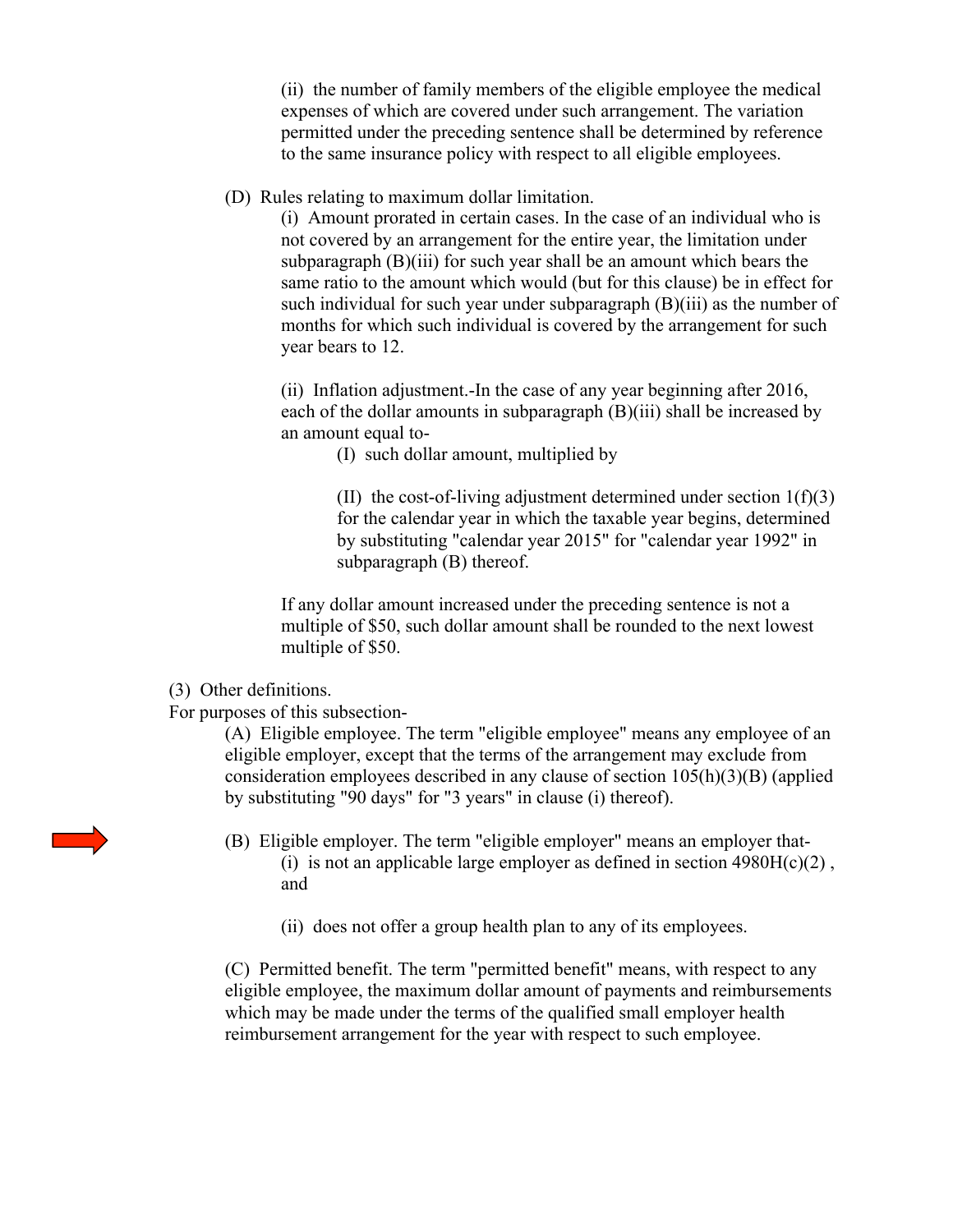(ii) the number of family members of the eligible employee the medical expenses of which are covered under such arrangement. The variation permitted under the preceding sentence shall be determined by reference to the same insurance policy with respect to all eligible employees.

(D) Rules relating to maximum dollar limitation.

(i) Amount prorated in certain cases. In the case of an individual who is not covered by an arrangement for the entire year, the limitation under subparagraph (B)(iii) for such year shall be an amount which bears the same ratio to the amount which would (but for this clause) be in effect for such individual for such year under subparagraph (B)(iii) as the number of months for which such individual is covered by the arrangement for such year bears to 12.

(ii) Inflation adjustment.-In the case of any year beginning after 2016, each of the dollar amounts in subparagraph (B)(iii) shall be increased by an amount equal to-

(I) such dollar amount, multiplied by

(II) the cost-of-living adjustment determined under section 1(f)(3) for the calendar year in which the taxable year begins, determined by substituting "calendar year 2015" for "calendar year 1992" in subparagraph (B) thereof.

If any dollar amount increased under the preceding sentence is not a multiple of $50, such dollar amount shall be rounded to the next lowest multiple of $50.

(3) Other definitions.

For purposes of this subsection-

(A) Eligible employee. The term "eligible employee" means any employee of an eligible employer, except that the terms of the arrangement may exclude from consideration employees described in any clause of section 105(h)(3)(B) (applied by substituting "90 days" for "3 years" in clause (i) thereof).

(B) Eligible employer. The term "eligible employer" means an employer that-

(i) is not an applicable large employer as defined in section 4980H(c)(2) , and

(ii) does not offer a group health plan to any of its employees.

(C) Permitted benefit. The term "permitted benefit" means, with respect to any eligible employee, the maximum dollar amount of payments and reimbursements which may be made under the terms of the qualified small employer health reimbursement arrangement for the year with respect to such employee.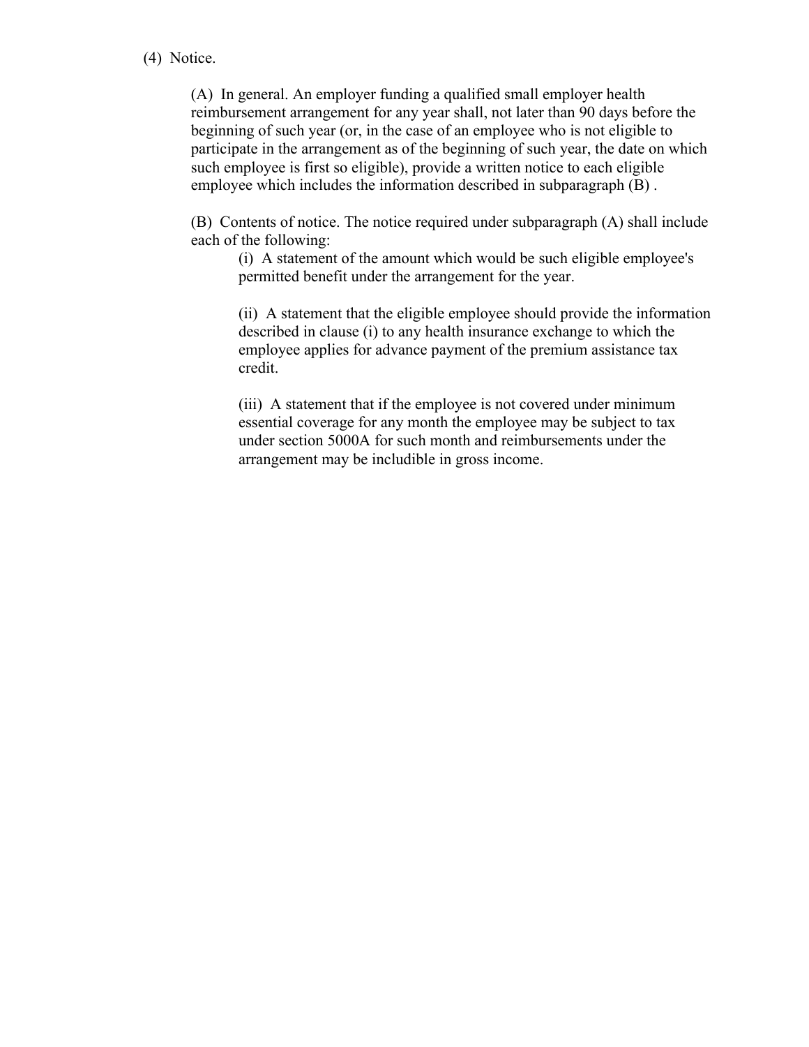(4) Notice.

(A) In general. An employer funding a qualified small employer health reimbursement arrangement for any year shall, not later than 90 days before the beginning of such year (or, in the case of an employee who is not eligible to participate in the arrangement as of the beginning of such year, the date on which such employee is first so eligible), provide a written notice to each eligible employee which includes the information described in subparagraph (B) .

(B) Contents of notice. The notice required under subparagraph (A) shall include each of the following:

(i) A statement of the amount which would be such eligible employee's permitted benefit under the arrangement for the year.

(ii) A statement that the eligible employee should provide the information described in clause (i) to any health insurance exchange to which the employee applies for advance payment of the premium assistance tax credit.

(iii) A statement that if the employee is not covered under minimum essential coverage for any month the employee may be subject to tax under section 5000A for such month and reimbursements under the arrangement may be includible in gross income.